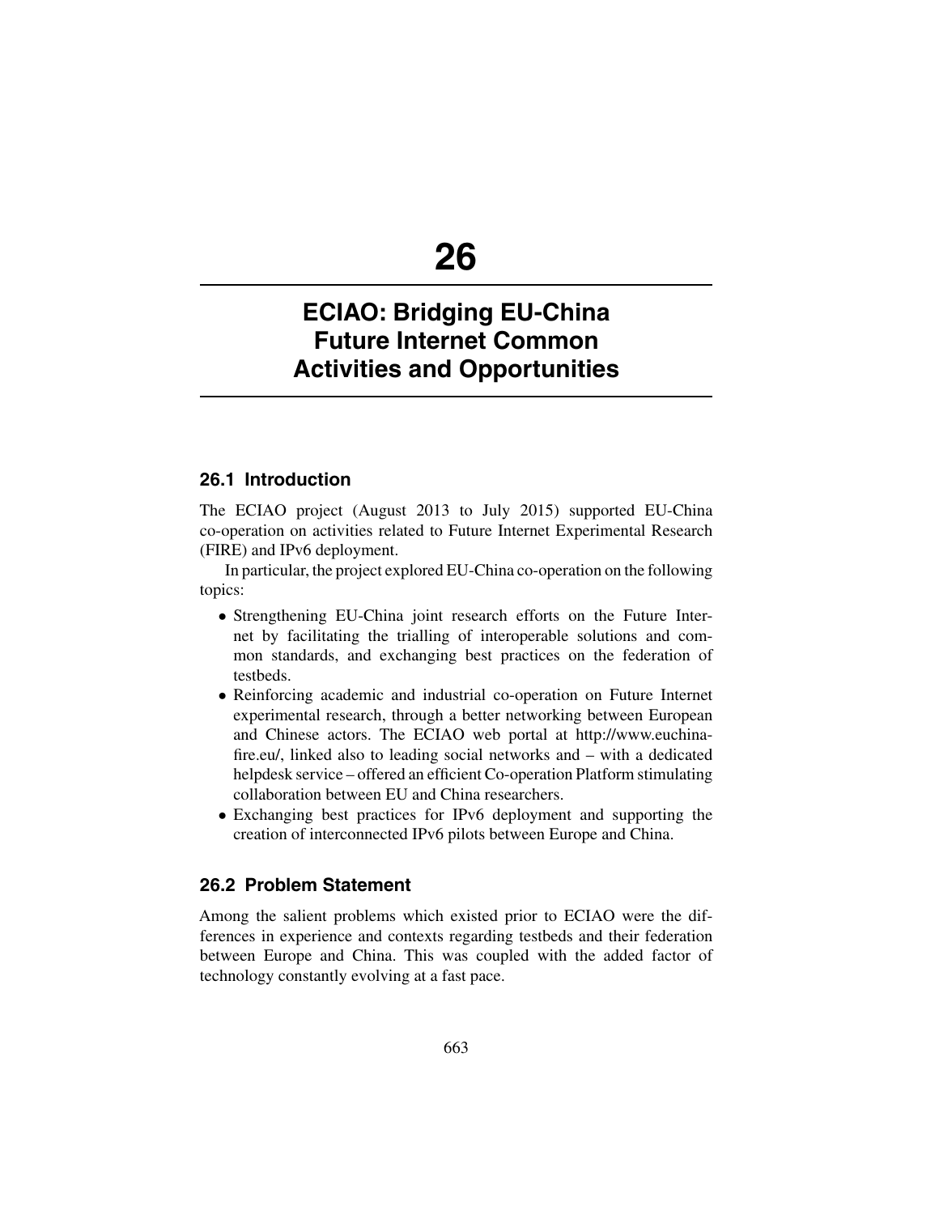# 26

# ECIAO: Bridging EU-China Future Internet Common Activities and Opportunities

## 26.1 Introduction

The ECIAO project (August 2013 to July 2015) supported EU-China co-operation on activities related to Future Internet Experimental Research (FIRE) and IPv6 deployment.

In particular, the project explored EU-China co-operation on the following topics:

- Strengthening EU-China joint research efforts on the Future Internet by facilitating the trialling of interoperable solutions and common standards, and exchanging best practices on the federation of testbeds.
- Reinforcing academic and industrial co-operation on Future Internet experimental research, through a better networking between European and Chinese actors. The ECIAO web portal at http://www.euchina-fire.eu/, linked also to leading social networks and – with a dedicated helpdesk service – offered an efficient Co-operation Platform stimulating collaboration between EU and China researchers.
- Exchanging best practices for IPv6 deployment and supporting the creation of interconnected IPv6 pilots between Europe and China.

## 26.2 Problem Statement

Among the salient problems which existed prior to ECIAO were the differences in experience and contexts regarding testbeds and their federation between Europe and China. This was coupled with the added factor of technology constantly evolving at a fast pace.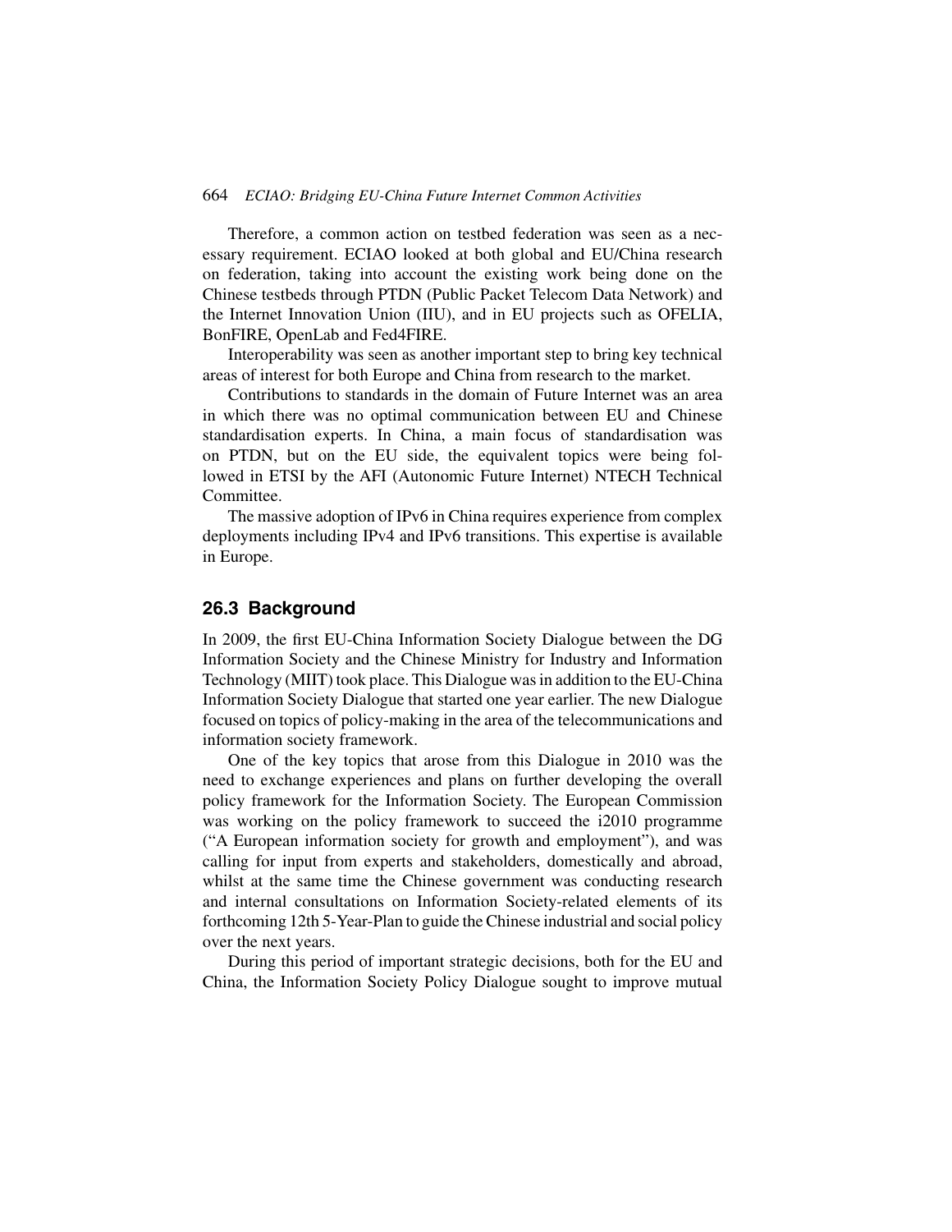Therefore, a common action on testbed federation was seen as a necessary requirement. ECIAO looked at both global and EU/China research on federation, taking into account the existing work being done on the Chinese testbeds through PTDN (Public Packet Telecom Data Network) and the Internet Innovation Union (IIU), and in EU projects such as OFELIA, BonFIRE, OpenLab and Fed4FIRE.

Interoperability was seen as another important step to bring key technical areas of interest for both Europe and China from research to the market.

Contributions to standards in the domain of Future Internet was an area in which there was no optimal communication between EU and Chinese standardisation experts. In China, a main focus of standardisation was on PTDN, but on the EU side, the equivalent topics were being followed in ETSI by the AFI (Autonomic Future Internet) NTECH Technical Committee.

The massive adoption of IPv6 in China requires experience from complex deployments including IPv4 and IPv6 transitions. This expertise is available in Europe.

## 26.3 Background

In 2009, the first EU-China Information Society Dialogue between the DG Information Society and the Chinese Ministry for Industry and Information Technology (MIIT) took place. This Dialogue was in addition to the EU-China Information Society Dialogue that started one year earlier. The new Dialogue focused on topics of policy-making in the area of the telecommunications and information society framework.

One of the key topics that arose from this Dialogue in 2010 was the need to exchange experiences and plans on further developing the overall policy framework for the Information Society. The European Commission was working on the policy framework to succeed the i2010 programme ("A European information society for growth and employment"), and was calling for input from experts and stakeholders, domestically and abroad, whilst at the same time the Chinese government was conducting research and internal consultations on Information Society-related elements of its forthcoming 12th 5-Year-Plan to guide the Chinese industrial and social policy over the next years.

During this period of important strategic decisions, both for the EU and China, the Information Society Policy Dialogue sought to improve mutual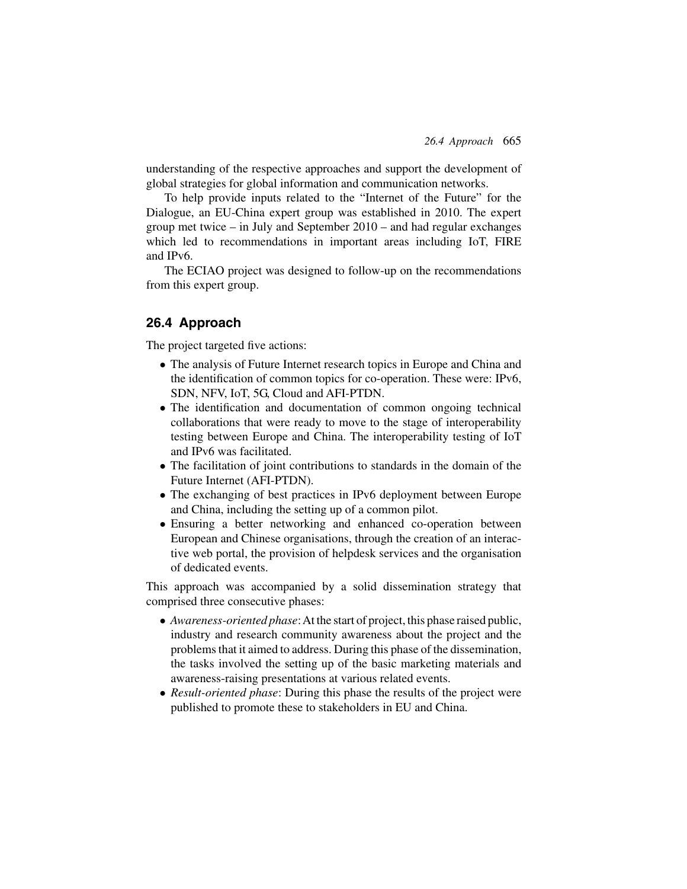understanding of the respective approaches and support the development of global strategies for global information and communication networks.

To help provide inputs related to the "Internet of the Future" for the Dialogue, an EU-China expert group was established in 2010. The expert group met twice – in July and September 2010 – and had regular exchanges which led to recommendations in important areas including IoT, FIRE and IPv6.

The ECIAO project was designed to follow-up on the recommendations from this expert group.

## 26.4 Approach

The project targeted five actions:

- The analysis of Future Internet research topics in Europe and China and the identification of common topics for co-operation. These were: IPv6, SDN, NFV, IoT, 5G, Cloud and AFI-PTDN.
- The identification and documentation of common ongoing technical collaborations that were ready to move to the stage of interoperability testing between Europe and China. The interoperability testing of IoT and IPv6 was facilitated.
- The facilitation of joint contributions to standards in the domain of the Future Internet (AFI-PTDN).
- The exchanging of best practices in IPv6 deployment between Europe and China, including the setting up of a common pilot.
- Ensuring a better networking and enhanced co-operation between European and Chinese organisations, through the creation of an interactive web portal, the provision of helpdesk services and the organisation of dedicated events.

This approach was accompanied by a solid dissemination strategy that comprised three consecutive phases:

- *Awareness-oriented phase*: At the start of project, this phase raised public, industry and research community awareness about the project and the problems that it aimed to address. During this phase of the dissemination, the tasks involved the setting up of the basic marketing materials and awareness-raising presentations at various related events.
- *Result-oriented phase*: During this phase the results of the project were published to promote these to stakeholders in EU and China.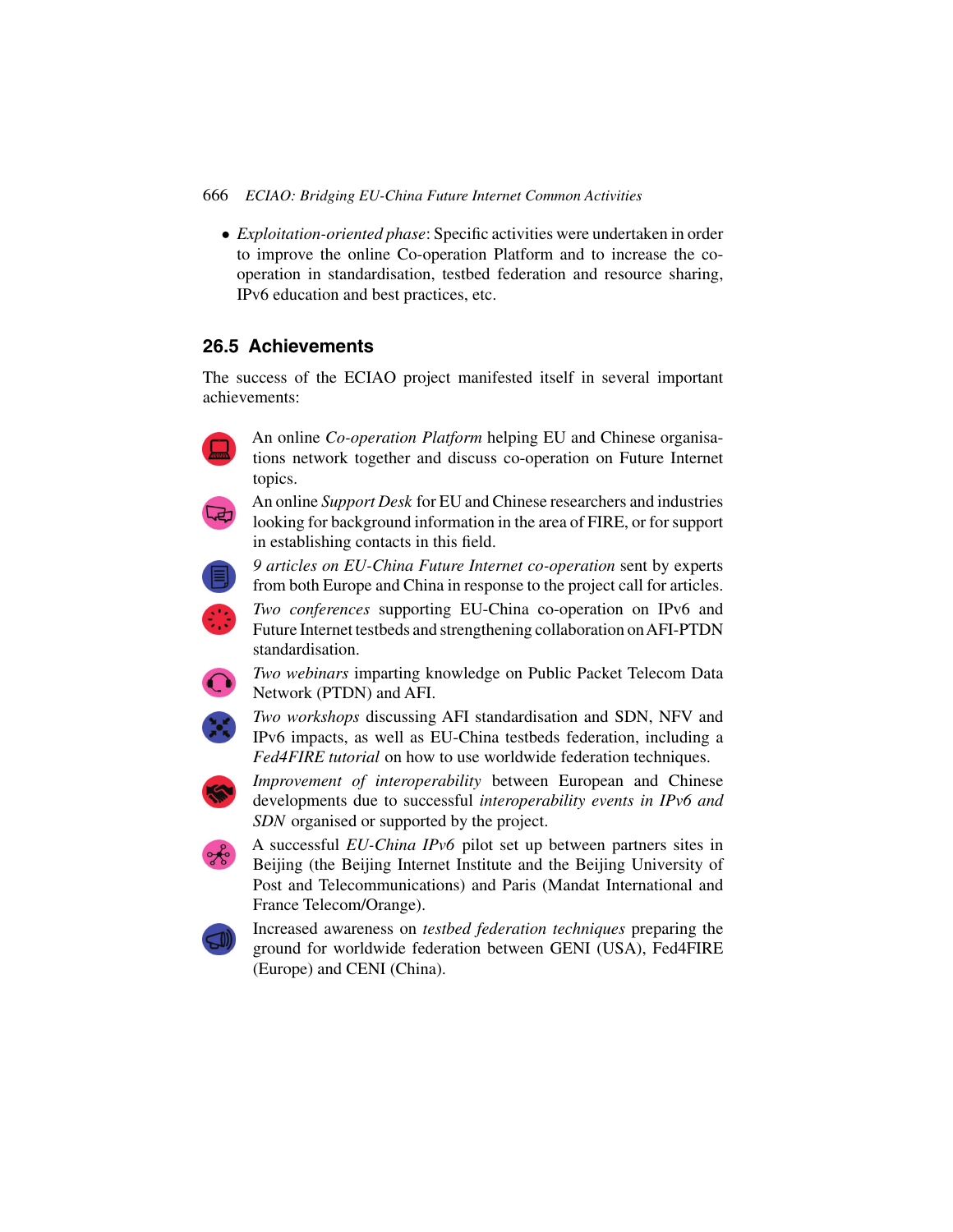- *Exploitation-oriented phase*: Specific activities were undertaken in order to improve the online Co-operation Platform and to increase the co-operation in standardisation, testbed federation and resource sharing, IPv6 education and best practices, etc.

## 26.5 Achievements

The success of the ECIAO project manifested itself in several important achievements:

- An online *Co-operation Platform* helping EU and Chinese organisations network together and discuss co-operation on Future Internet topics.
- An online *Support Desk* for EU and Chinese researchers and industries looking for background information in the area of FIRE, or for support in establishing contacts in this field.
- *9 articles on EU-China Future Internet co-operation* sent by experts from both Europe and China in response to the project call for articles.
- *Two conferences* supporting EU-China co-operation on IPv6 and Future Internet testbeds and strengthening collaboration on AFI-PTDN standardisation.
- *Two webinars* imparting knowledge on Public Packet Telecom Data Network (PTDN) and AFI.
- *Two workshops* discussing AFI standardisation and SDN, NFV and IPv6 impacts, as well as EU-China testbeds federation, including a *Fed4FIRE tutorial* on how to use worldwide federation techniques.
- *Improvement of interoperability* between European and Chinese developments due to successful *interoperability events in IPv6 and SDN* organised or supported by the project.
- A successful *EU-China IPv6* pilot set up between partners sites in Beijing (the Beijing Internet Institute and the Beijing University of Post and Telecommunications) and Paris (Mandat International and France Telecom/Orange).
- Increased awareness on *testbed federation techniques* preparing the ground for worldwide federation between GENI (USA), Fed4FIRE (Europe) and CENI (China).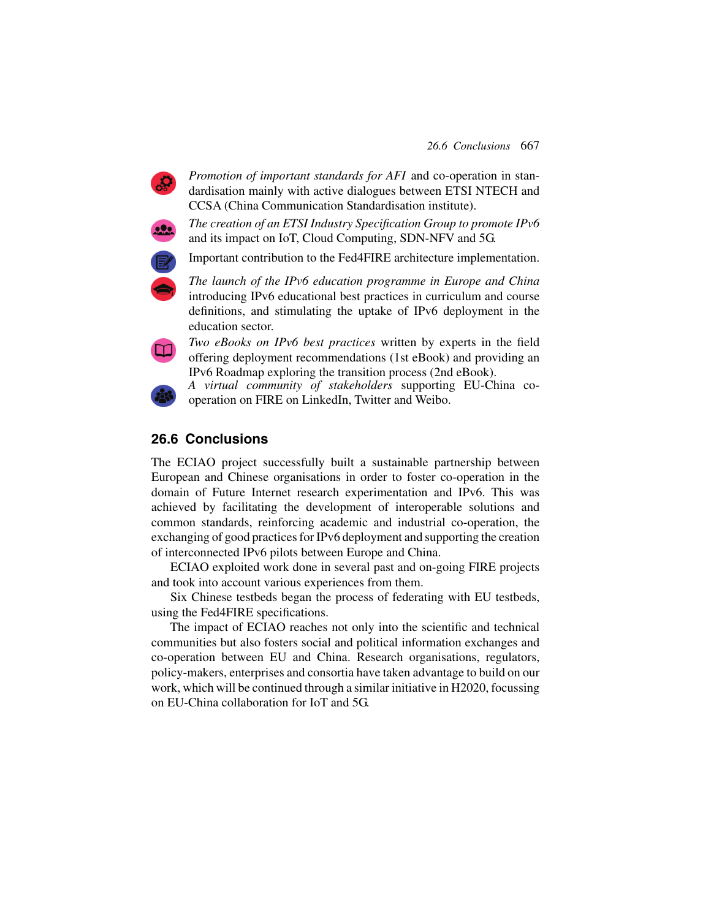- *Promotion of important standards for AFI* and co-operation in standardisation mainly with active dialogues between ETSI NTECH and CCSA (China Communication Standardisation institute).
- *The creation of an ETSI Industry Specification Group to promote IPv6* and its impact on IoT, Cloud Computing, SDN-NFV and 5G.
- Important contribution to the Fed4FIRE architecture implementation.
- *The launch of the IPv6 education programme in Europe and China* introducing IPv6 educational best practices in curriculum and course definitions, and stimulating the uptake of IPv6 deployment in the education sector.
- *Two eBooks on IPv6 best practices* written by experts in the field offering deployment recommendations (1st eBook) and providing an IPv6 Roadmap exploring the transition process (2nd eBook).
- *A virtual community of stakeholders* supporting EU-China co-operation on FIRE on LinkedIn, Twitter and Weibo.

## 26.6 Conclusions

The ECIAO project successfully built a sustainable partnership between European and Chinese organisations in order to foster co-operation in the domain of Future Internet research experimentation and IPv6. This was achieved by facilitating the development of interoperable solutions and common standards, reinforcing academic and industrial co-operation, the exchanging of good practices for IPv6 deployment and supporting the creation of interconnected IPv6 pilots between Europe and China.

ECIAO exploited work done in several past and on-going FIRE projects and took into account various experiences from them.

Six Chinese testbeds began the process of federating with EU testbeds, using the Fed4FIRE specifications.

The impact of ECIAO reaches not only into the scientific and technical communities but also fosters social and political information exchanges and co-operation between EU and China. Research organisations, regulators, policy-makers, enterprises and consortia have taken advantage to build on our work, which will be continued through a similar initiative in H2020, focussing on EU-China collaboration for IoT and 5G.